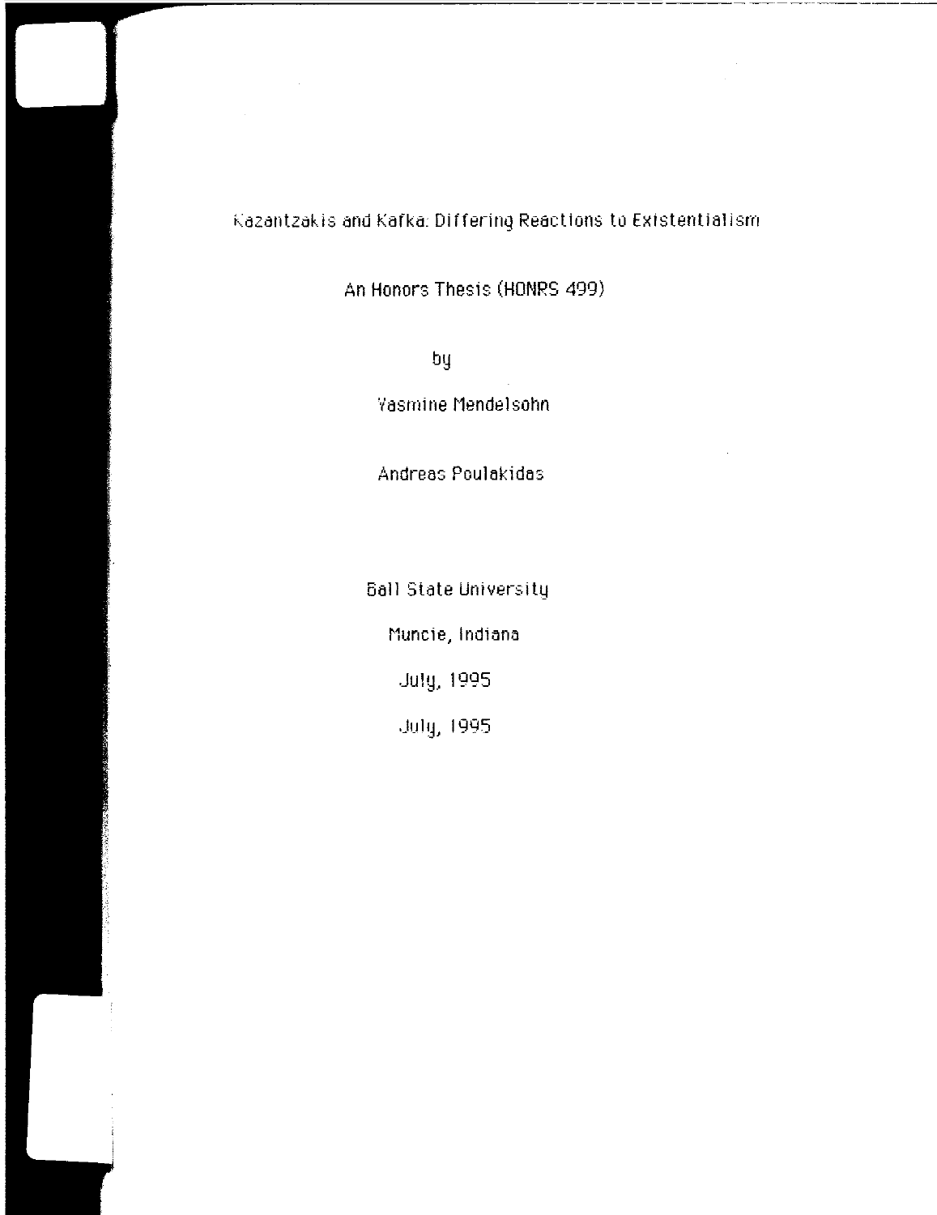Kazantzakis and Kafka: Differing Reactions to Existentialism

An Honors Thesis (HONRS 499)

by

Yasmine Mendelsohn

Andreas Poulakidas

Ball State University

Muncie, Indiana

July, 1995

July, 1995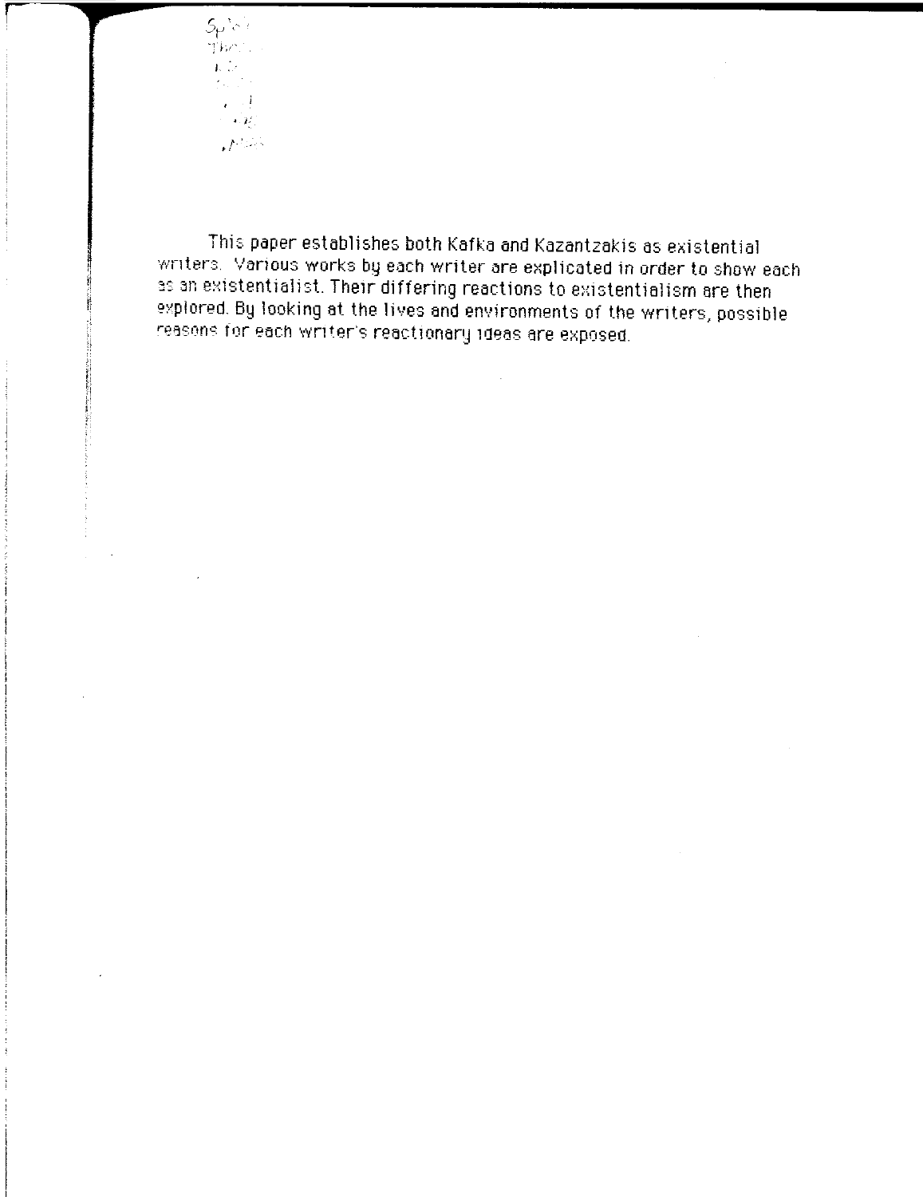This paper establishes both Kafka and Kazantzakis as existential writers. Various works by each writer are explicated in order to show each as an existentialist. Their differing reactions to existentialism are then explored. By looking at the lives and environments of the writers, possible reasons for each writer's reactionary ideas are exposed.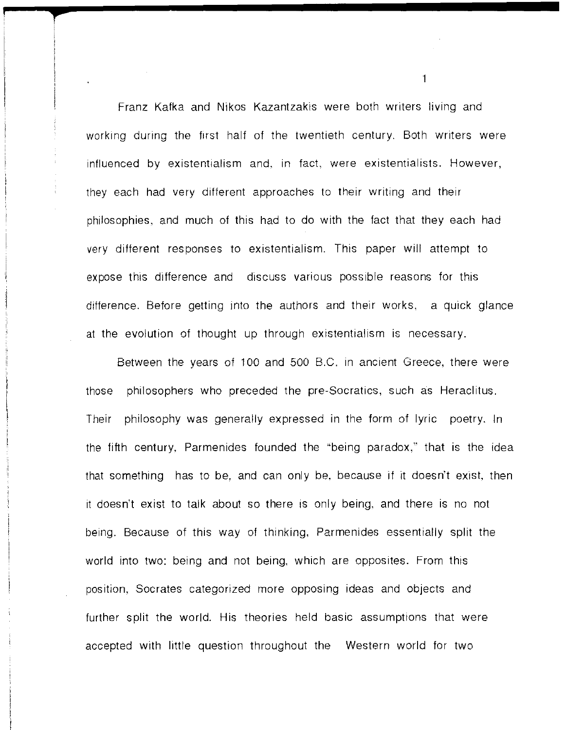Franz Kafka and Nikos Kazantzakis were both writers living and working during the first half of the twentieth century. Both writers were influenced by existentialism and, in fact, were existentialists. However, they each had very different approaches to their writing and their philosophies, and much of this had to do with the fact that they each had very different responses to existentialism. This paper will attempt to expose this difference and discuss various possible reasons for this difference. Before getting into the authors and their works, a quick glance at the evolution of thought up through existentialism is necessary.

Between the years of 100 and 500 B.C. in ancient Greece, there were those philosophers who preceded the pre-Socratics, such as Heraclitus. Their philosophy was generally expressed in the form of lyric poetry. In the fifth century, Parmenides founded the "being paradox," that is the idea that something has to be, and can only be, because if it doesn't exist, then it doesn't exist to talk about so there is only being, and there is no not being. Because of this way of thinking, Parmenides essentially split the world into two: being and not being, which are opposites. From this position, Socrates categorized more opposing ideas and objects and further split the world. His theories held basic assumptions that were accepted with little question throughout the Western world for two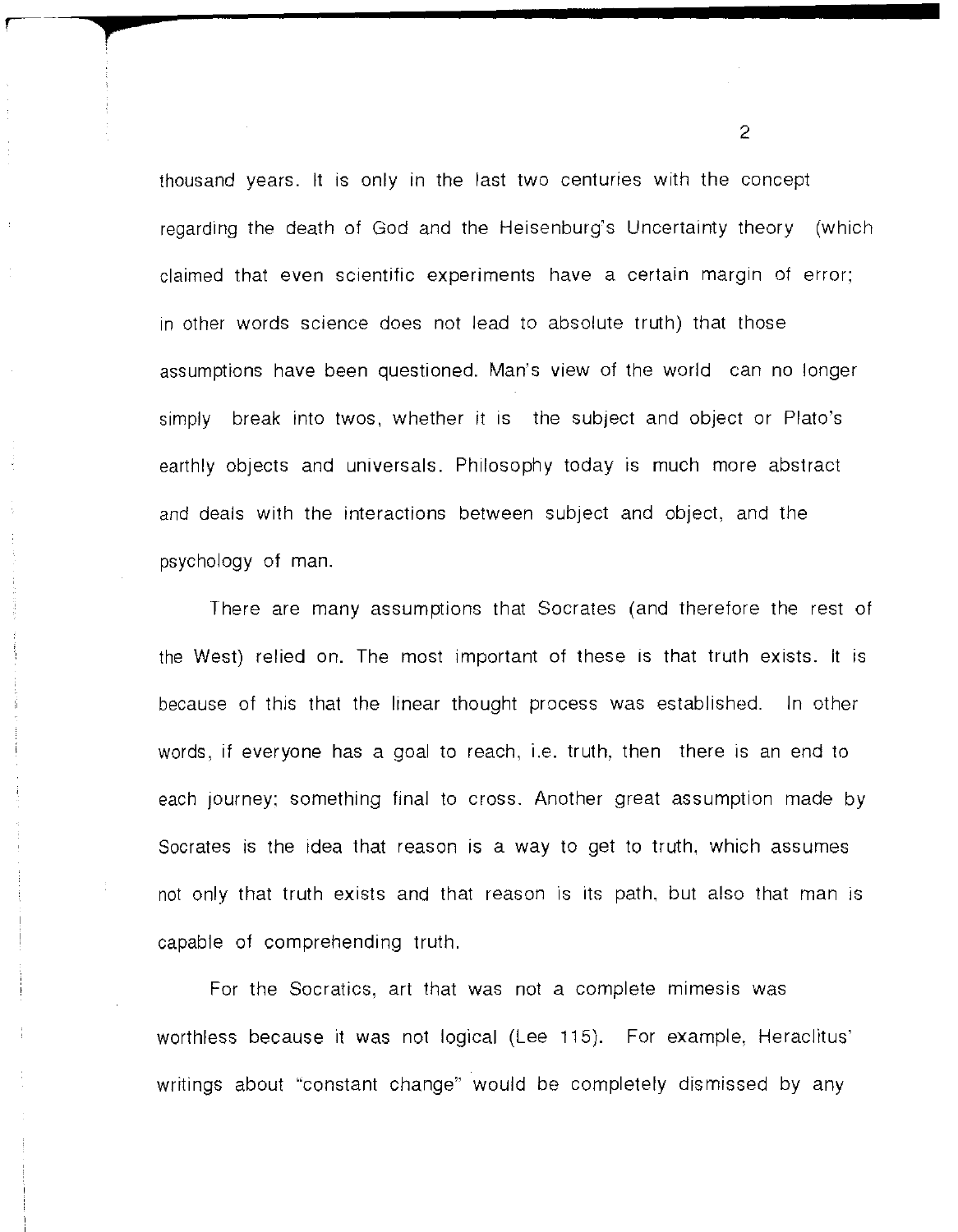thousand years. It is only in the last two centuries with the concept regarding the death of God and the Heisenburg's Uncertainty theory (which claimed that even scientific experiments have a certain margin of error; in other words science does not lead to absolute truth) that those assumptions have been questioned. Man's view of the world can no longer simply break into twos, whether it is the subject and object or Plato's earthly objects and universals. Philosophy today is much more abstract and deals with the interactions between subject and object, and the psychology of man.

There are many assumptions that Socrates (and therefore the rest of the West) relied on. The most important of these is that truth exists. It is because of this that the linear thought process was established. In other words, if everyone has a goal to reach, i.e. truth, then there is an end to each journey; something final to cross. Another great assumption made by Socrates is the idea that reason is a way to get to truth, which assumes not only that truth exists and that reason is its path, but also that man is capable of comprehending truth.

For the Socratics, art that was not a complete mimesis was worthless because it was not logical (Lee 115). For example, Heraclitus' writings about "constant change" would be completely dismissed by any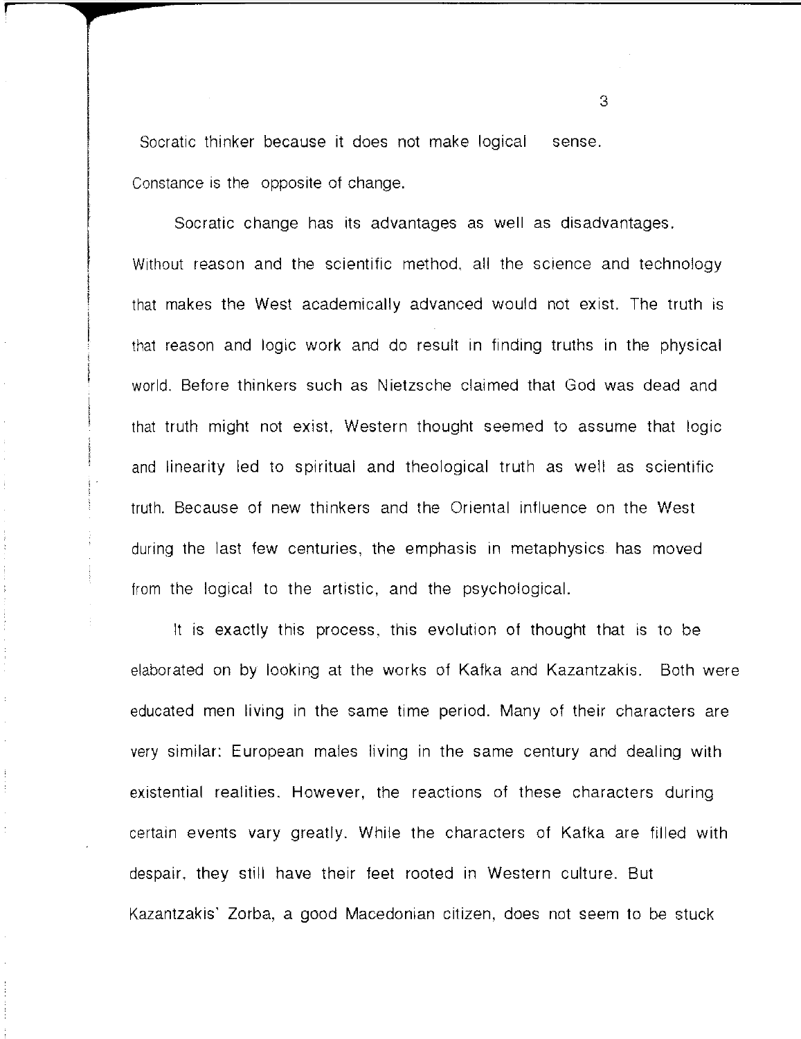Socratic thinker because it does not make logical sense. Constance is the opposite of change.

Socratic change has its advantages as well as disadvantages. Without reason and the scientific method, all the science and technology that makes the West academically advanced would not exist. The truth is that reason and logic work and do result in finding truths in the physical world. Before thinkers such as Nietzsche claimed that God was dead and that truth might not exist, Western thought seemed to assume that logic and linearity led to spiritual and theological truth as well as scientific truth. Because of new thinkers and the Oriental influence on the West during the last few centuries, the emphasis in metaphysics has moved from the logical to the artistic, and the psychological.

It is exactly this process, this evolution of thought that is to be elaborated on by looking at the works of Kafka and Kazantzakis. Both were educated men living in the same time period. Many of their characters are very similar: European males living in the same century and dealing with existential realities. However, the reactions of these characters during certain events vary greatly. While the characters of Kafka are filled with despair, they still have their feet rooted in Western culture. But Kazantzakis' Zorba, a good Macedonian citizen, does not seem to be stuck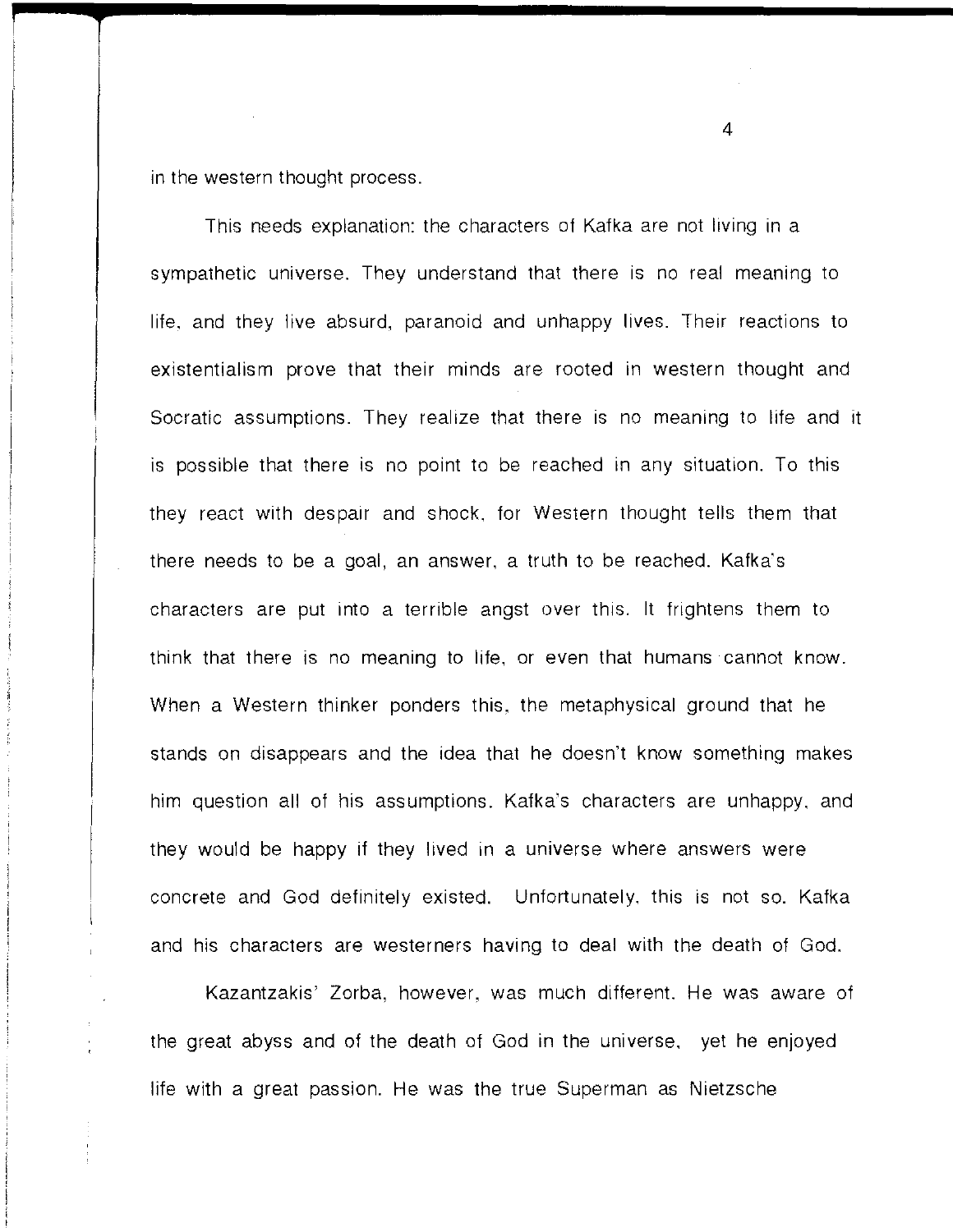in the western thought process.

This needs explanation: the characters of Kafka are not living in a sympathetic universe. They understand that there is no real meaning to life, and they live absurd, paranoid and unhappy lives. Their reactions to existentialism prove that their minds are rooted in western thought and Socratic assumptions. They realize that there is no meaning to life and it is possible that there is no point to be reached in any situation. To this they react with despair and shock, for Western thought tells them that there needs to be a goal, an answer, a truth to be reached. Kafka's characters are put into a terrible angst over this. It frightens them to think that there is no meaning to life, or even that humans cannot know. When a Western thinker ponders this, the metaphysical ground that he stands on disappears and the idea that he doesn't know something makes him question all of his assumptions. Kafka's characters are unhappy, and they would be happy if they lived in a universe where answers were concrete and God definitely existed. Unfortunately, this is not so. Kafka and his characters are westerners having to deal with the death of God.

Kazantzakis' Zorba, however, was much different. He was aware of the great abyss and of the death of God in the universe, yet he enjoyed life with a great passion. He was the true Superman as Nietzsche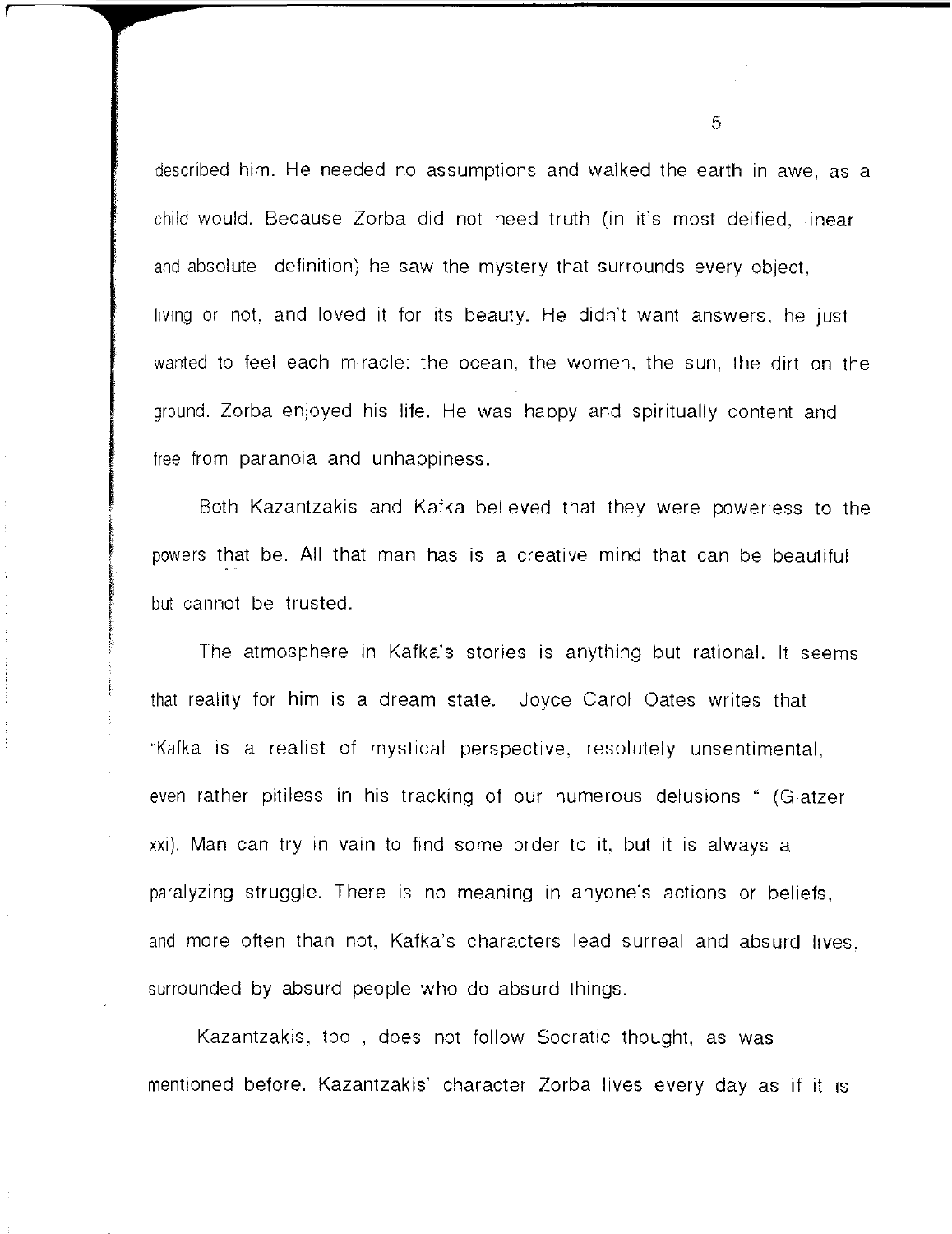described him. He needed no assumptions and walked the earth in awe, as a child would. Because Zorba did not need truth (in it's most deified, linear and absolute definition) he saw the mystery that surrounds every object, living or not, and loved it for its beauty. He didn't want answers, he just wanted to feel each miracle: the ocean, the women, the sun, the dirt on the ground. Zorba enjoyed his life. He was happy and spiritually content and free from paranoia and unhappiness.

Both Kazantzakis and Kafka believed that they were powerless to the powers that be. All that man has is a creative mind that can be beautiful but cannot be trusted.

The atmosphere in Kafka's stories is anything but rational. It seems that reality for him is a dream state. Joyce Carol Oates writes that "Kafka is a realist of mystical perspective, resolutely unsentimental, even rather pitiless in his tracking of our numerous delusions " (Glatzer xxi). Man can try in vain to find some order to it, but it is always a paralyzing struggle. There is no meaning in anyone's actions or beliefs, and more often than not, Kafka's characters lead surreal and absurd lives, surrounded by absurd people who do absurd things.

Kazantzakis, too , does not follow Socratic thought, as was mentioned before. Kazantzakis' character Zorba lives every day as if it is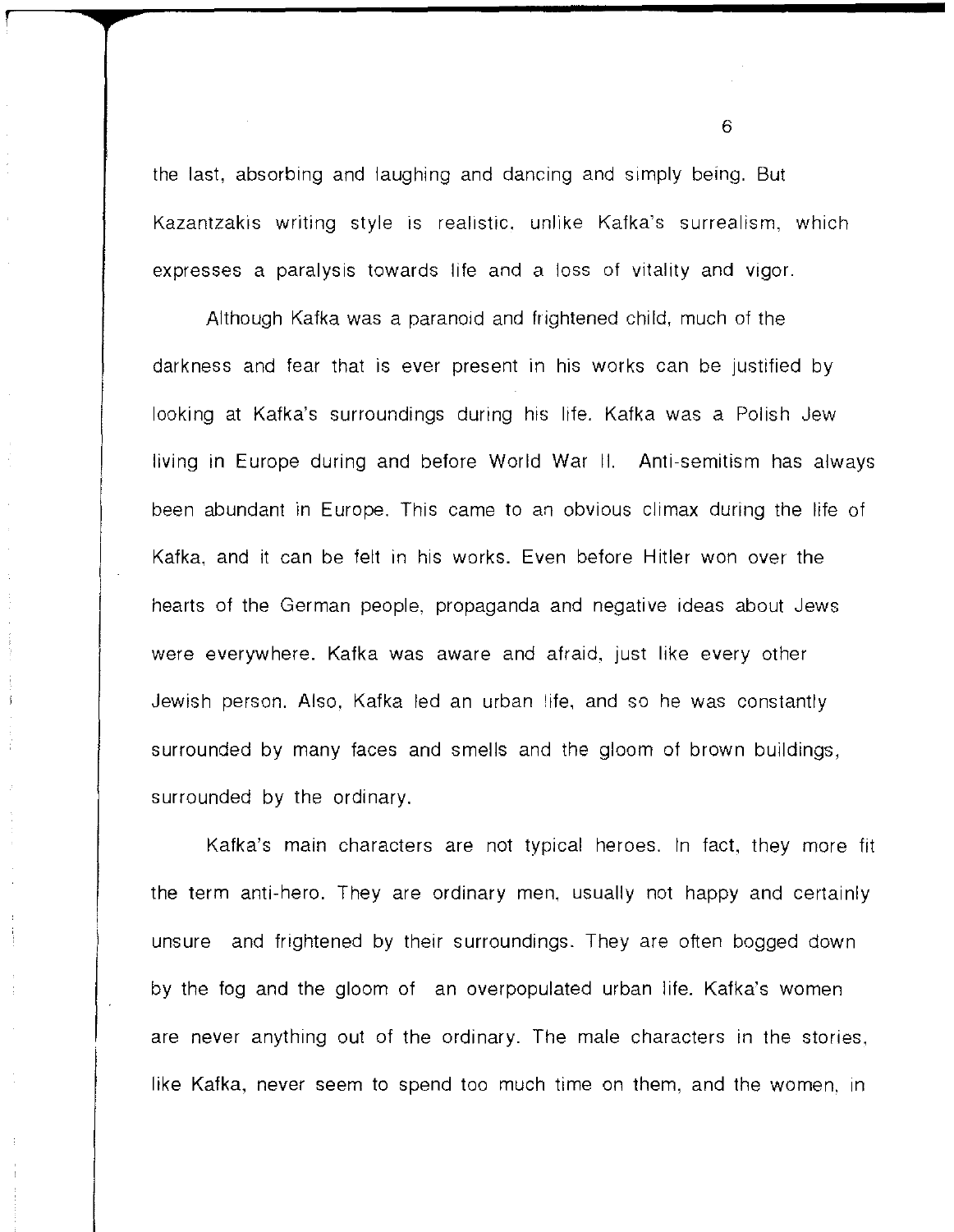the last, absorbing and laughing and dancing and simply being. But Kazantzakis writing style is realistic, unlike Kafka's surrealism, which expresses a paralysis towards life and a loss of vitality and vigor.

Although Kafka was a paranoid and frightened child, much of the darkness and fear that is ever present in his works can be justified by looking at Kafka's surroundings during his life. Kafka was a Polish Jew living in Europe during and before World War II. Anti-semitism has always been abundant in Europe. This came to an obvious climax during the life of Kafka, and it can be felt in his works. Even before Hitler won over the hearts of the German people, propaganda and negative ideas about Jews were everywhere. Kafka was aware and afraid, just like every other Jewish person. Also, Kafka led an urban life, and so he was constantly surrounded by many faces and smells and the gloom of brown buildings, surrounded by the ordinary.

Kafka's main characters are not typical heroes. In fact, they more fit the term anti-hero. They are ordinary men, usually not happy and certainly unsure and frightened by their surroundings. They are often bogged down by the fog and the gloom of an overpopulated urban life. Kafka's women are never anything out of the ordinary. The male characters in the stories, like Kafka, never seem to spend too much time on them, and the women, in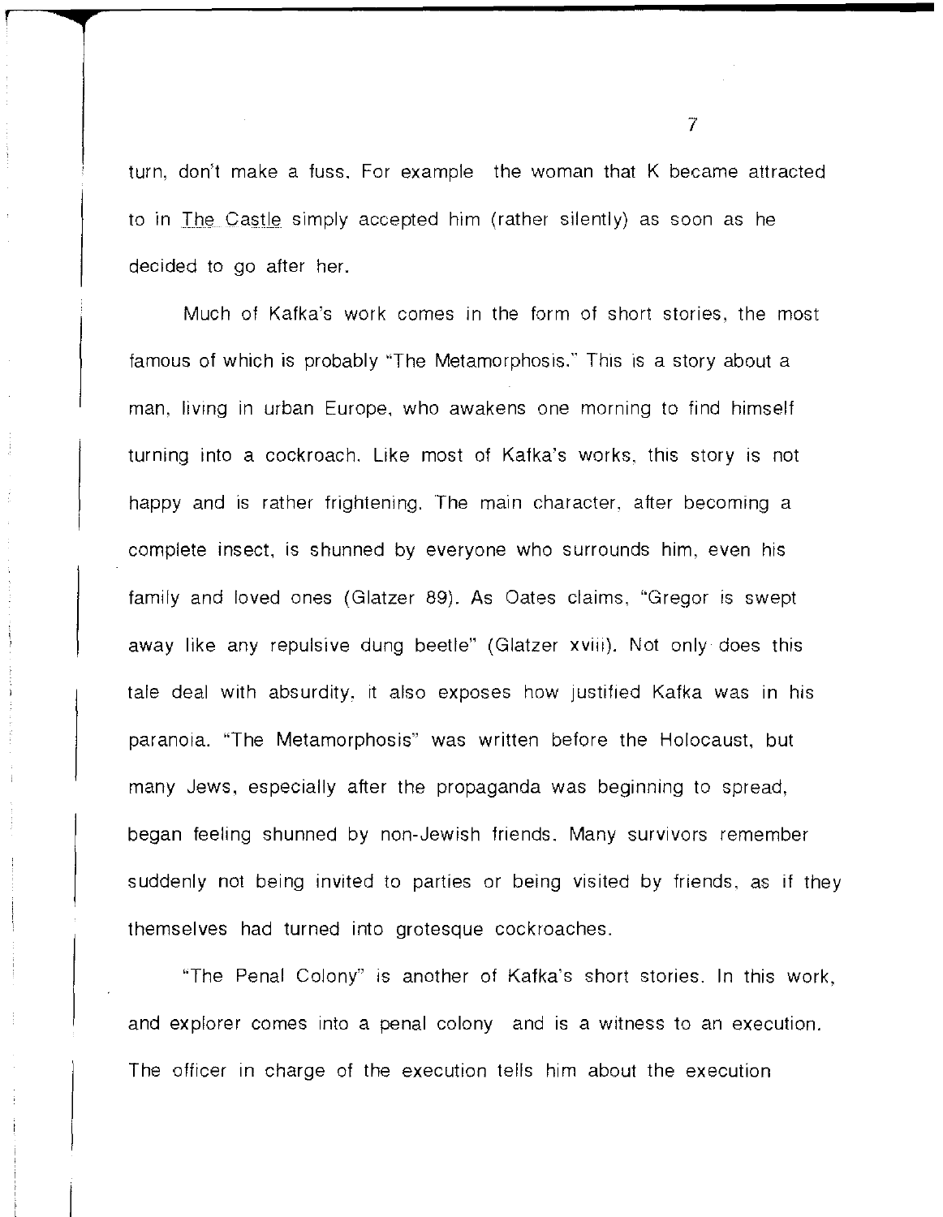turn, don't make a fuss. For example the woman that K became attracted to in The Castle simply accepted him (rather silently) as soon as he decided to go after her.

Much of Kafka's work comes in the form of short stories, the most famous of which is probably "The Metamorphosis." This is a story about a man, living in urban Europe, who awakens one morning to find himself turning into a cockroach. Like most of Kafka's works, this story is not happy and is rather frightening. The main character, after becoming a complete insect, is shunned by everyone who surrounds him, even his family and loved ones (Glatzer 89). As Oates claims, "Gregor is swept away like any repulsive dung beetle" (Glatzer xviii). Not only does this tale deal with absurdity, it also exposes how justified Kafka was in his paranoia. "The Metamorphosis" was written before the Holocaust, but many Jews, especially after the propaganda was beginning to spread, began feeling shunned by non-Jewish friends. Many survivors remember suddenly not being invited to parties or being visited by friends, as if they themselves had turned into grotesque cockroaches.

"The Penal Colony" is another of Kafka's short stories. In this work, and explorer comes into a penal colony and is a witness to an execution. The officer in charge of the execution tells him about the execution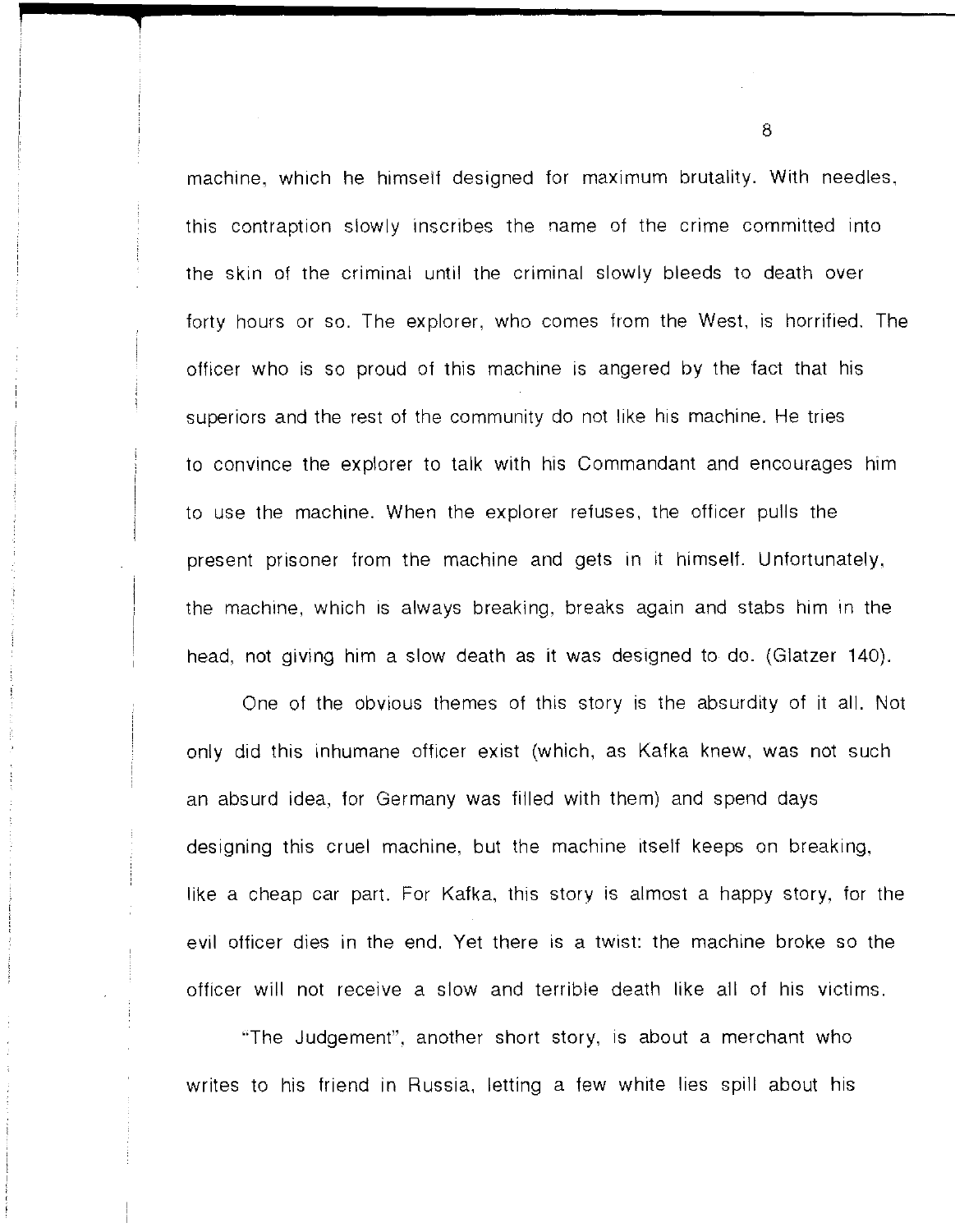machine, which he himself designed for maximum brutality. With needles, this contraption slowly inscribes the name of the crime committed into the skin of the criminal until the criminal slowly bleeds to death over forty hours or so. The explorer, who comes from the West, is horrified. The officer who is so proud of this machine is angered by the fact that his superiors and the rest of the community do not like his machine. He tries to convince the explorer to talk with his Commandant and encourages him to use the machine. When the explorer refuses, the officer pulls the present prisoner from the machine and gets in it himself. Unfortunately, the machine, which is always breaking, breaks again and stabs him in the head, not giving him a slow death as it was designed to do. (Glatzer 140).

One of the obvious themes of this story is the absurdity of it all. Not only did this inhumane officer exist (which, as Kafka knew, was not such an absurd idea, for Germany was filled with them) and spend days designing this cruel machine, but the machine itself keeps on breaking, like a cheap car part. For Kafka, this story is almost a happy story, for the evil officer dies in the end. Yet there is a twist: the machine broke so the officer will not receive a slow and terrible death like all of his victims.

"The Judgement", another short story, is about a merchant who writes to his friend in Russia, letting a few white lies spill about his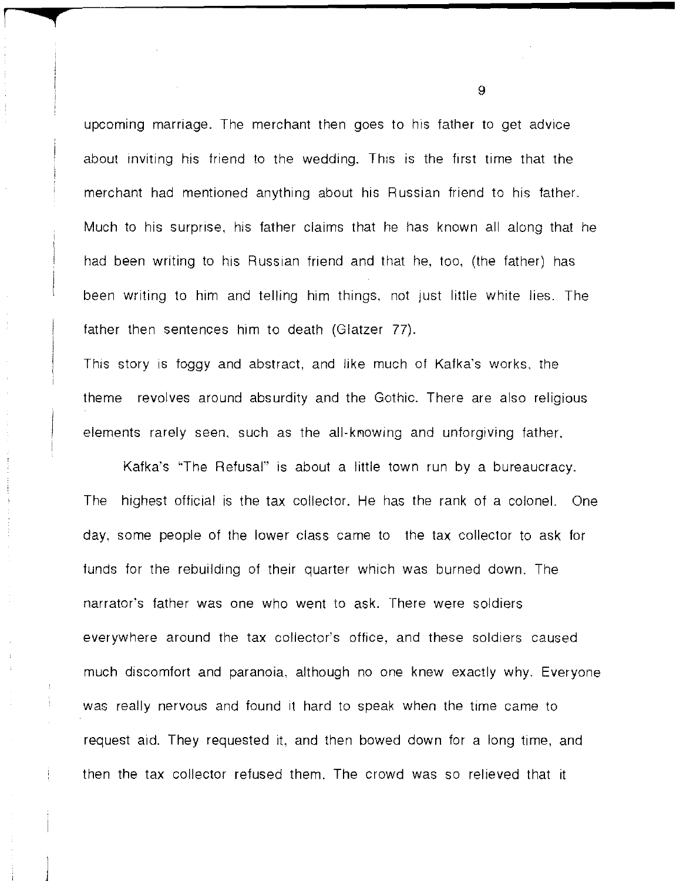upcoming marriage. The merchant then goes to his father to get advice about inviting his friend to the wedding. This is the first time that the merchant had mentioned anything about his Russian friend to his father. Much to his surprise, his father claims that he has known all along that he had been writing to his Russian friend and that he, too, (the father) has been writing to him and telling him things, not just little white lies. The father then sentences him to death (Glatzer 77).

This story is foggy and abstract, and like much of Kafka's works, the theme revolves around absurdity and the Gothic. There are also religious elements rarely seen, such as the all-knowing and unforgiving father.

Kafka's "The Refusal" is about a little town run by a bureaucracy. The highest official is the tax collector. He has the rank of a colonel. One day, some people of the lower class came to the tax collector to ask for funds for the rebuilding of their quarter which was burned down. The narrator's father was one who went to ask. There were soldiers everywhere around the tax collector's office, and these soldiers caused much discomfort and paranoia, although no one knew exactly why. Everyone was really nervous and found it hard to speak when the time came to request aid. They requested it, and then bowed down for a long time, and then the tax collector refused them. The crowd was so relieved that it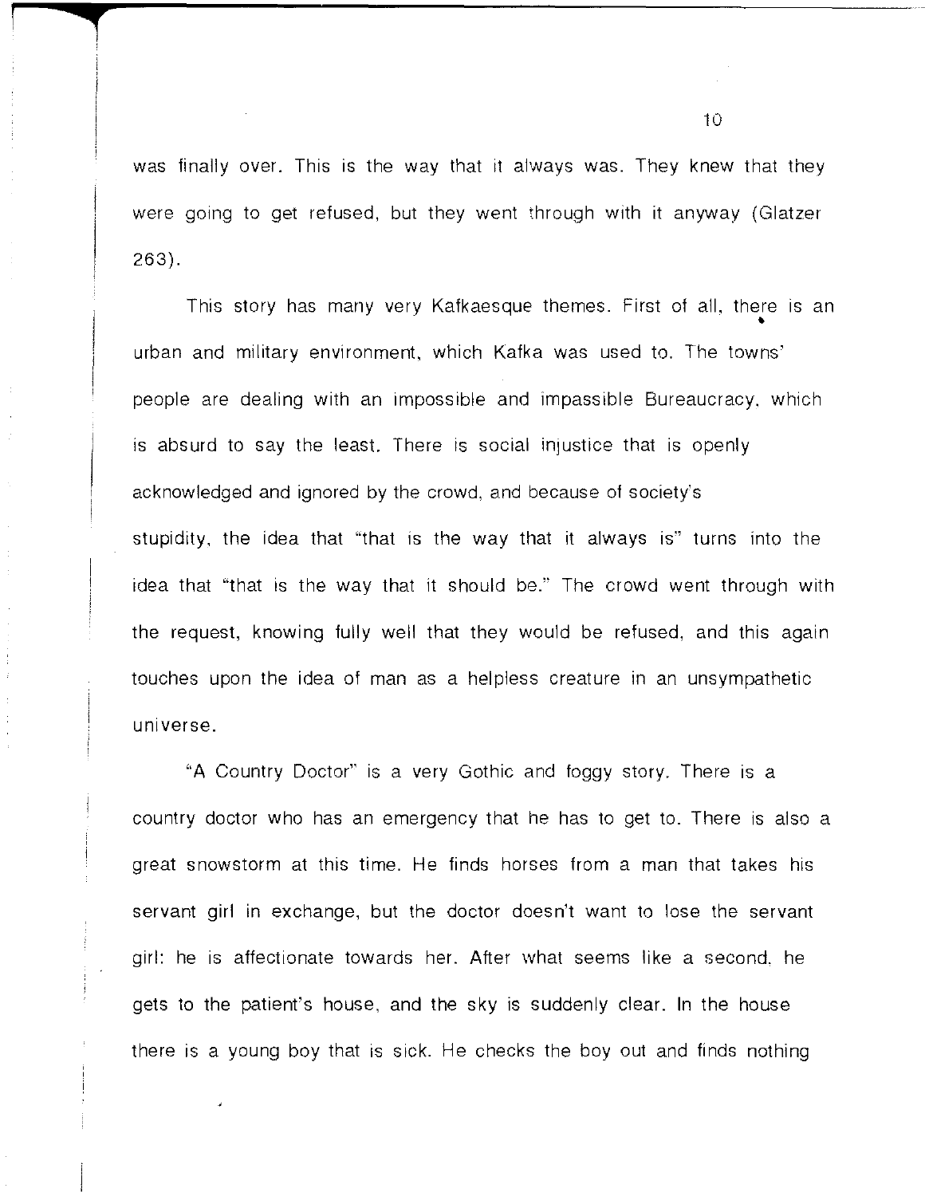was finally over. This is the way that it always was. They knew that they were going to get refused, but they went through with it anyway (Glatzer 263).

This story has many very Kafkaesque themes. First of all, there is an urban and military environment, which Kafka was used to. The towns' people are dealing with an impossible and impassible Bureaucracy, which is absurd to say the least. There is social injustice that is openly acknowledged and ignored by the crowd, and because of society's stupidity, the idea that "that is the way that it always is" turns into the idea that "that is the way that it should be." The crowd went through with the request, knowing fully well that they would be refused, and this again touches upon the idea of man as a helpless creature in an unsympathetic universe.

"A Country Doctor" is a very Gothic and foggy story. There is a country doctor who has an emergency that he has to get to. There is also a great snowstorm at this time. He finds horses from a man that takes his servant girl in exchange, but the doctor doesn't want to lose the servant girl: he is affectionate towards her. After what seems like a second, he gets to the patient's house, and the sky is suddenly clear. In the house there is a young boy that is sick. He checks the boy out and finds nothing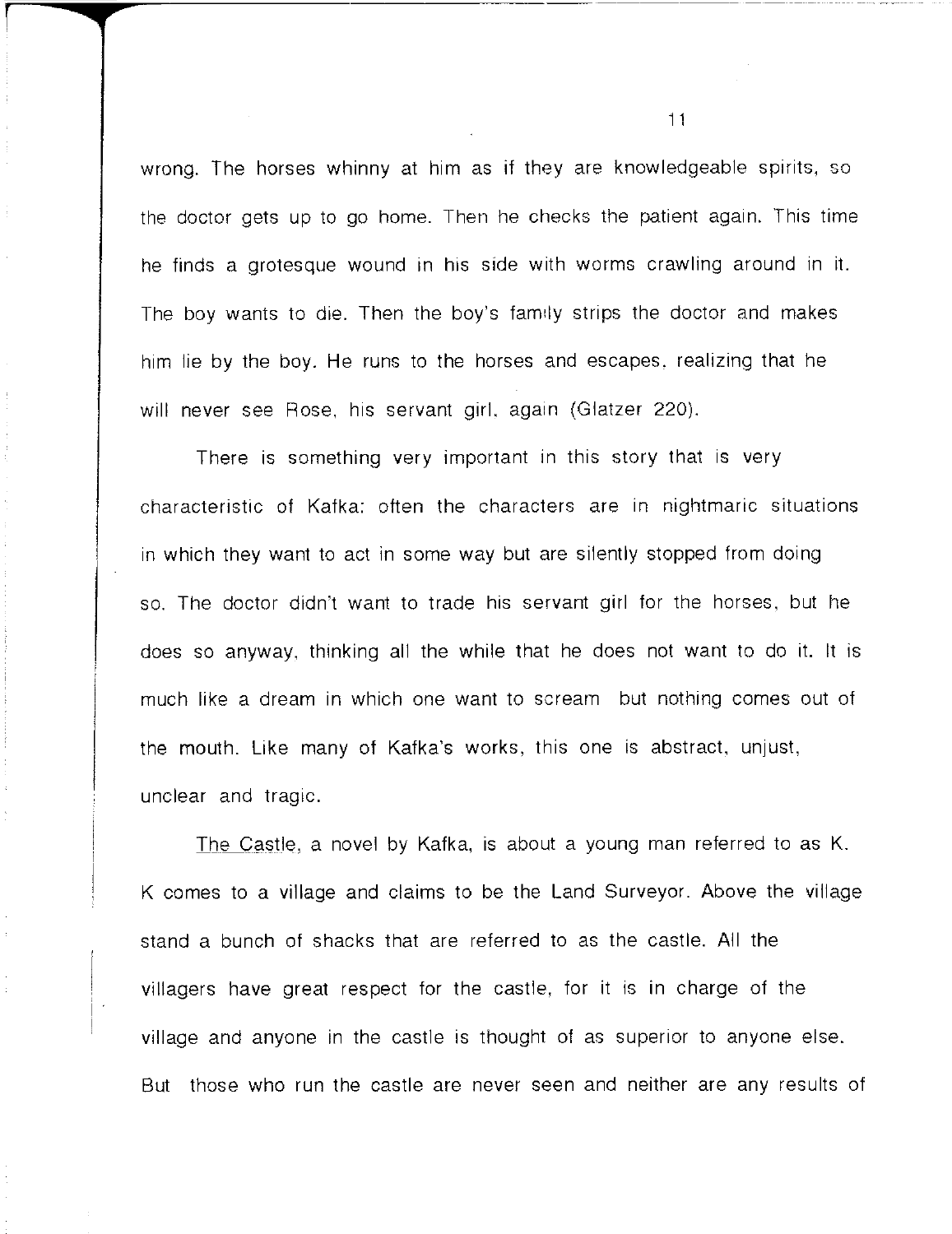wrong. The horses whinny at him as if they are knowledgeable spirits, so the doctor gets up to go home. Then he checks the patient again. This time he finds a grotesque wound in his side with worms crawling around in it. The boy wants to die. Then the boy's family strips the doctor and makes him lie by the boy. He runs to the horses and escapes, realizing that he will never see Rose, his servant girl, again (Glatzer 220).

There is something very important in this story that is very characteristic of Kafka: often the characters are in nightmaric situations in which they want to act in some way but are silently stopped from doing so. The doctor didn't want to trade his servant girl for the horses, but he does so anyway, thinking all the while that he does not want to do it. It is much like a dream in which one want to scream but nothing comes out of the mouth. Like many of Kafka's works, this one is abstract, unjust, unclear and tragic.

The Castle, a novel by Kafka, is about a young man referred to as K. K comes to a village and claims to be the Land Surveyor. Above the village stand a bunch of shacks that are referred to as the castle. All the villagers have great respect for the castle, for it is in charge of the village and anyone in the castle is thought of as superior to anyone else. But those who run the castle are never seen and neither are any results of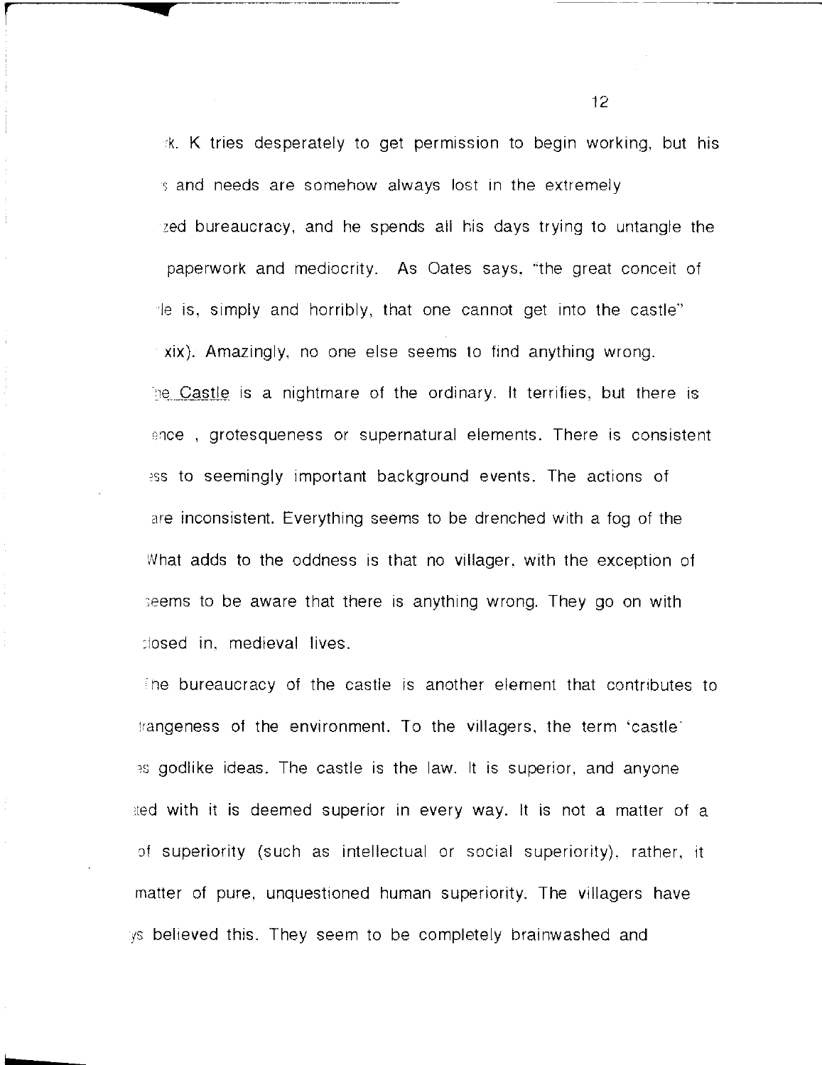:k. K tries desperately to get permission to begin working, but his :s and needs are somehow always lost in the extremely zed bureaucracy, and he spends all his days trying to untangle the paperwork and mediocrity. As Oates says, "the great conceit of le is, simply and horribly, that one cannot get into the castle" xix). Amazingly, no one else seems to find anything wrong.

he Castle is a nightmare of the ordinary. It terrifies, but there is ence , grotesqueness or supernatural elements. There is consistent ess to seemingly important background events. The actions of are inconsistent. Everything seems to be drenched with a fog of the What adds to the oddness is that no villager, with the exception of seems to be aware that there is anything wrong. They go on with closed in, medieval lives.

he bureaucracy of the castle is another element that contributes to rangeness of the environment. To the villagers, the term 'castle' es godlike ideas. The castle is the law. It is superior, and anyone ted with it is deemed superior in every way. It is not a matter of a of superiority (such as intellectual or social superiority), rather, it matter of pure, unquestioned human superiority. The villagers have ys believed this. They seem to be completely brainwashed and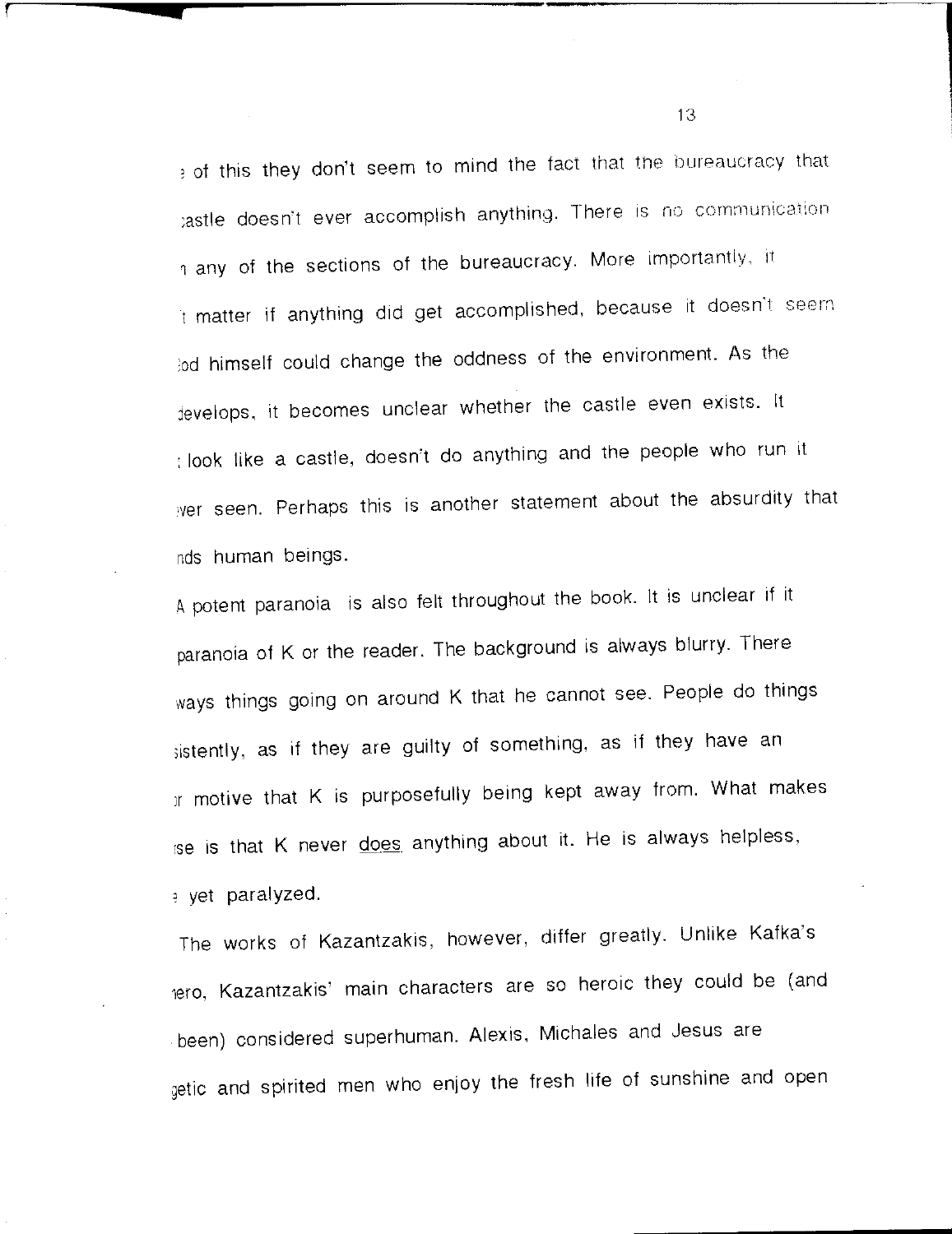: of this they don't seem to mind the fact that the bureaucracy that :astle doesn't ever accomplish anything. There is no communication ı any of the sections of the bureaucracy. More importantly, it 't matter if anything did get accomplished, because it doesn't seem :od himself could change the oddness of the environment. As the develops, it becomes unclear whether the castle even exists. It : look like a castle, doesn't do anything and the people who run it ver seen. Perhaps this is another statement about the absurdity that nds human beings.

A potent paranoia is also felt throughout the book. It is unclear if it paranoia of K or the reader. The background is always blurry. There ways things going on around K that he cannot see. People do things sistently, as if they are guilty of something, as if they have an r motive that K is purposefully being kept away from. What makes se is that K never <u>does</u> anything about it. He is always helpless, : yet paralyzed.

The works of Kazantzakis, however, differ greatly. Unlike Kafka's iero, Kazantzakis' main characters are so heroic they could be (and been) considered superhuman. Alexis, Michales and Jesus are getic and spirited men who enjoy the fresh life of sunshine and open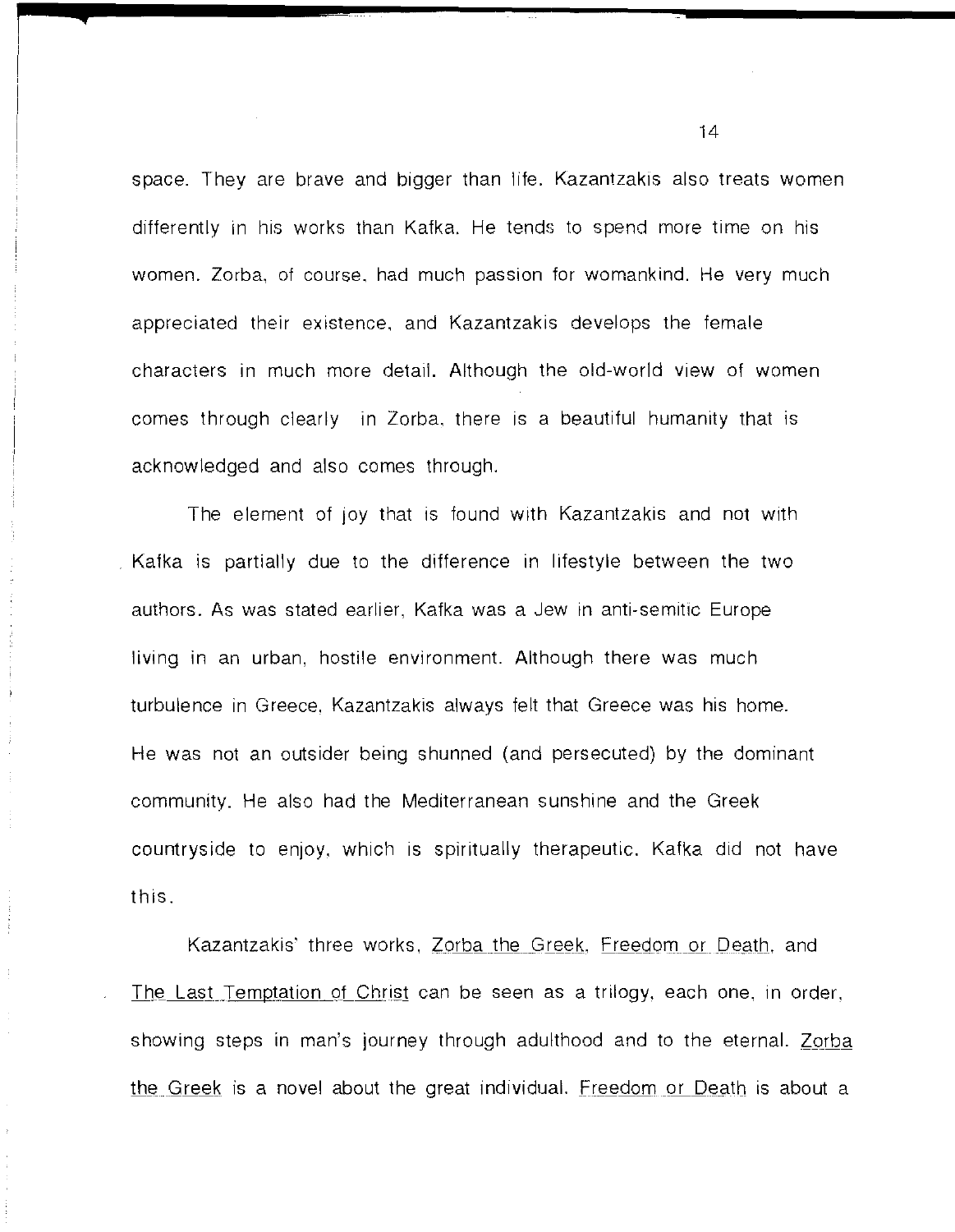space. They are brave and bigger than life. Kazantzakis also treats women differently in his works than Kafka. He tends to spend more time on his women. Zorba, of course, had much passion for womankind. He very much appreciated their existence, and Kazantzakis develops the female characters in much more detail. Although the old-world view of women comes through clearly in Zorba, there is a beautiful humanity that is acknowledged and also comes through.

The element of joy that is found with Kazantzakis and not with Kafka is partially due to the difference in lifestyle between the two authors. As was stated earlier, Kafka was a Jew in anti-semitic Europe living in an urban, hostile environment. Although there was much turbulence in Greece, Kazantzakis always felt that Greece was his home. He was not an outsider being shunned (and persecuted) by the dominant community. He also had the Mediterranean sunshine and the Greek countryside to enjoy, which is spiritually therapeutic. Kafka did not have this.

Kazantzakis' three works, Zorba the Greek, Freedom or Death, and The Last Temptation of Christ can be seen as a trilogy, each one, in order, showing steps in man's journey through adulthood and to the eternal. Zorba the Greek is a novel about the great individual. Freedom or Death is about a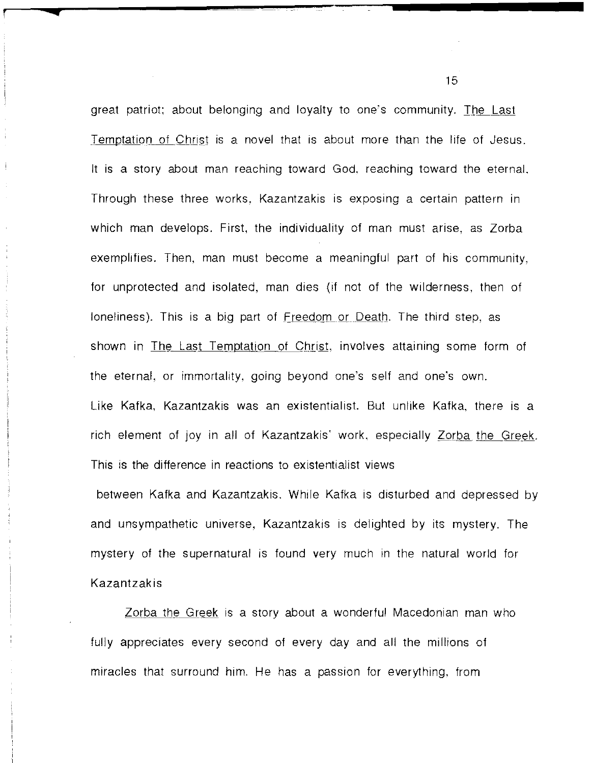great patriot; about belonging and loyalty to one's community. The Last Temptation of Christ is a novel that is about more than the life of Jesus. It is a story about man reaching toward God, reaching toward the eternal. Through these three works, Kazantzakis is exposing a certain pattern in which man develops. First, the individuality of man must arise, as Zorba exemplifies. Then, man must become a meaningful part of his community, for unprotected and isolated, man dies (if not of the wilderness, then of loneliness). This is a big part of Freedom or Death. The third step, as shown in The Last Temptation of Christ, involves attaining some form of the eternal, or immortality, going beyond one's self and one's own.

Like Kafka, Kazantzakis was an existentialist. But unlike Kafka, there is a rich element of joy in all of Kazantzakis' work, especially Zorba the Greek. This is the difference in reactions to existentialist views between Kafka and Kazantzakis. While Kafka is disturbed and depressed by and unsympathetic universe, Kazantzakis is delighted by its mystery. The mystery of the supernatural is found very much in the natural world for Kazantzakis

Zorba the Greek is a story about a wonderful Macedonian man who fully appreciates every second of every day and all the millions of miracles that surround him. He has a passion for everything, from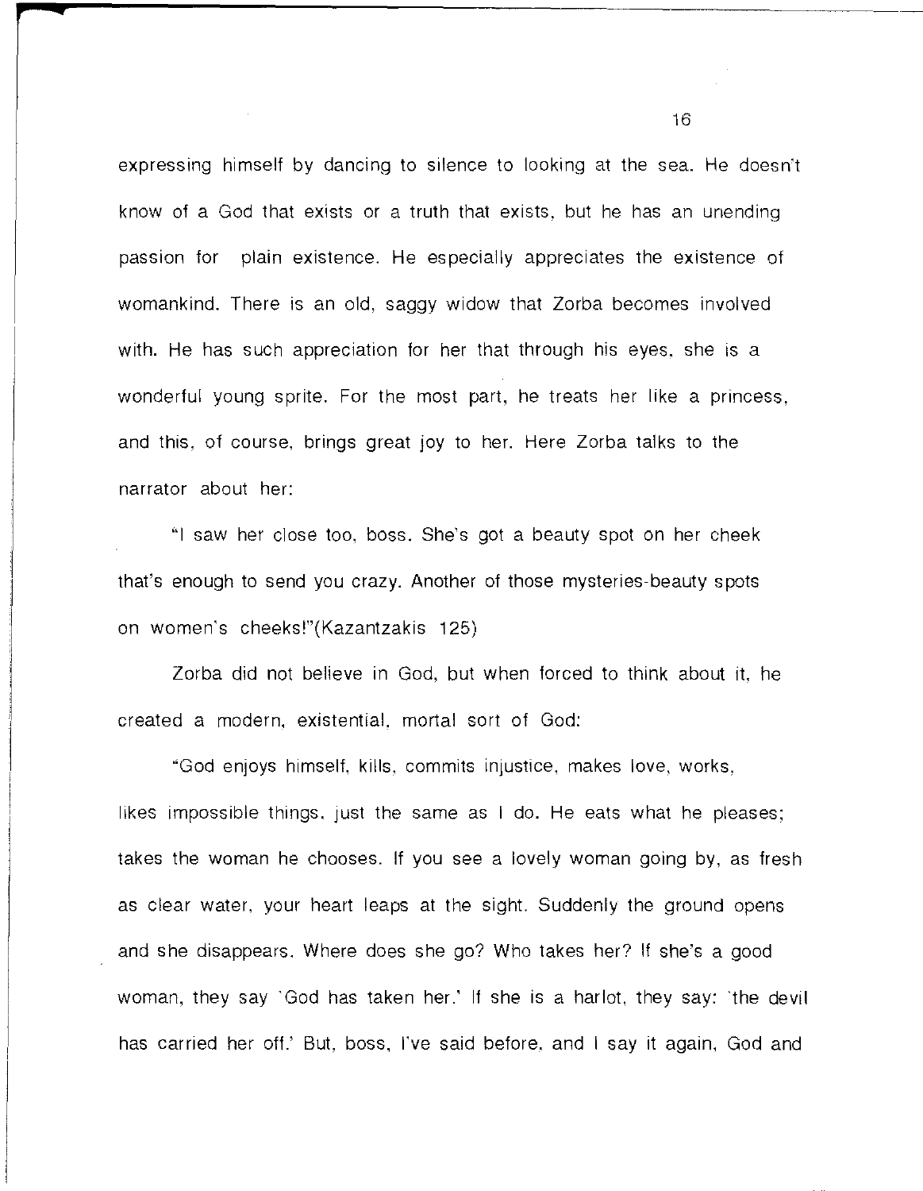expressing himself by dancing to silence to looking at the sea. He doesn't know of a God that exists or a truth that exists, but he has an unending passion for plain existence. He especially appreciates the existence of womankind. There is an old, saggy widow that Zorba becomes involved with. He has such appreciation for her that through his eyes, she is a wonderful young sprite. For the most part, he treats her like a princess, and this, of course, brings great joy to her. Here Zorba talks to the narrator about her:

"I saw her close too, boss. She's got a beauty spot on her cheek that's enough to send you crazy. Another of those mysteries-beauty spots on women's cheeks!"(Kazantzakis 125)

Zorba did not believe in God, but when forced to think about it, he created a modern, existential, mortal sort of God:

"God enjoys himself, kills, commits injustice, makes love, works, likes impossible things, just the same as I do. He eats what he pleases; takes the woman he chooses. If you see a lovely woman going by, as fresh as clear water, your heart leaps at the sight. Suddenly the ground opens and she disappears. Where does she go? Who takes her? If she's a good woman, they say 'God has taken her.' If she is a harlot, they say: 'the devil has carried her off.' But, boss, I've said before, and I say it again, God and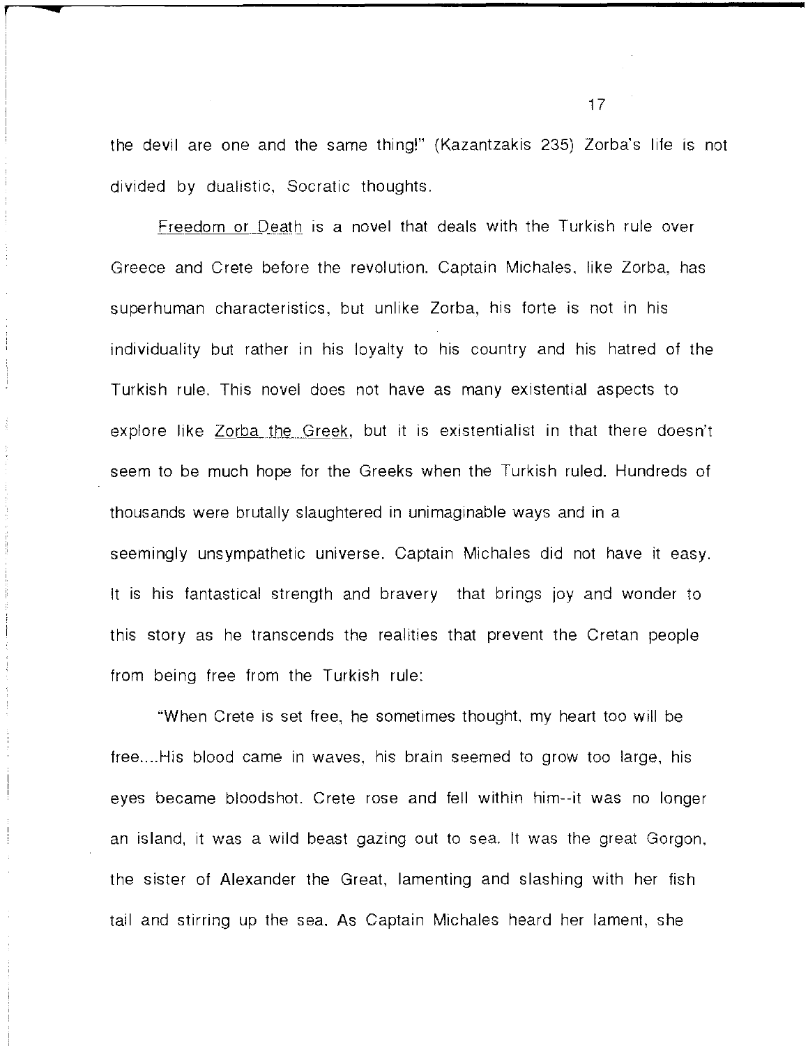the devil are one and the same thing!" (Kazantzakis 235) Zorba's life is not divided by dualistic, Socratic thoughts.

Freedom or Death is a novel that deals with the Turkish rule over Greece and Crete before the revolution. Captain Michales, like Zorba, has superhuman characteristics, but unlike Zorba, his forte is not in his individuality but rather in his loyalty to his country and his hatred of the Turkish rule. This novel does not have as many existential aspects to explore like Zorba the Greek, but it is existentialist in that there doesn't seem to be much hope for the Greeks when the Turkish ruled. Hundreds of thousands were brutally slaughtered in unimaginable ways and in a seemingly unsympathetic universe. Captain Michales did not have it easy. It is his fantastical strength and bravery that brings joy and wonder to this story as he transcends the realities that prevent the Cretan people from being free from the Turkish rule:

"When Crete is set free, he sometimes thought, my heart too will be free....His blood came in waves, his brain seemed to grow too large, his eyes became bloodshot. Crete rose and fell within him--it was no longer an island, it was a wild beast gazing out to sea. It was the great Gorgon, the sister of Alexander the Great, lamenting and slashing with her fish tail and stirring up the sea. As Captain Michales heard her lament, she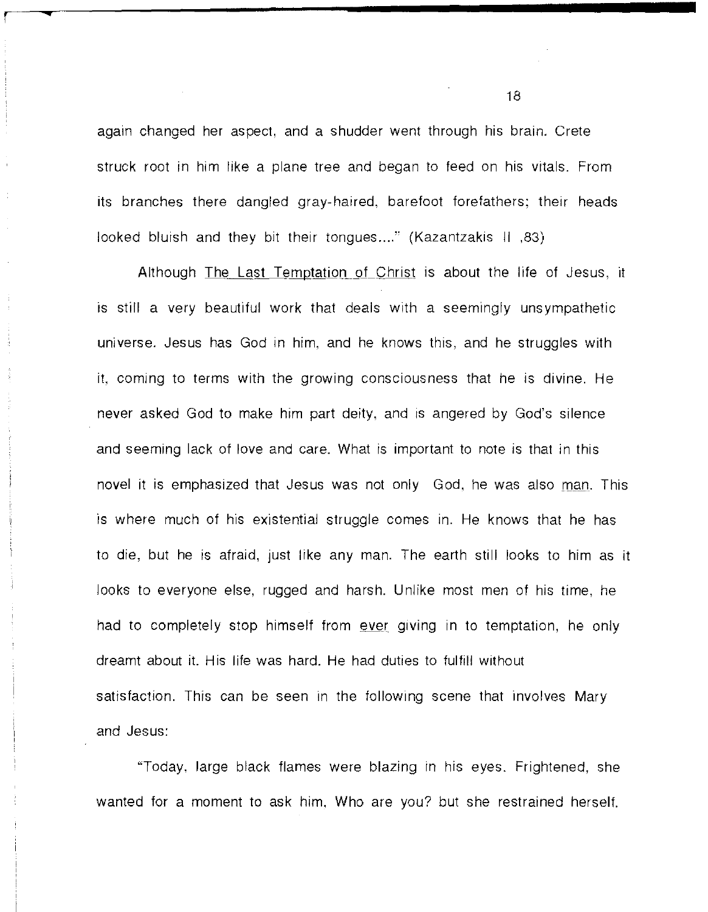again changed her aspect, and a shudder went through his brain. Crete struck root in him like a plane tree and began to feed on his vitals. From its branches there dangled gray-haired, barefoot forefathers; their heads looked bluish and they bit their tongues...." (Kazantzakis II ,83)

Although The Last Temptation of Christ is about the life of Jesus, it is still a very beautiful work that deals with a seemingly unsympathetic universe. Jesus has God in him, and he knows this, and he struggles with it, coming to terms with the growing consciousness that he is divine. He never asked God to make him part deity, and is angered by God's silence and seeming lack of love and care. What is important to note is that in this novel it is emphasized that Jesus was not only God, he was also man. This is where much of his existential struggle comes in. He knows that he has to die, but he is afraid, just like any man. The earth still looks to him as it looks to everyone else, rugged and harsh. Unlike most men of his time, he had to completely stop himself from ever giving in to temptation, he only dreamt about it. His life was hard. He had duties to fulfill without satisfaction. This can be seen in the following scene that involves Mary and Jesus:

"Today, large black flames were blazing in his eyes. Frightened, she wanted for a moment to ask him, Who are you? but she restrained herself.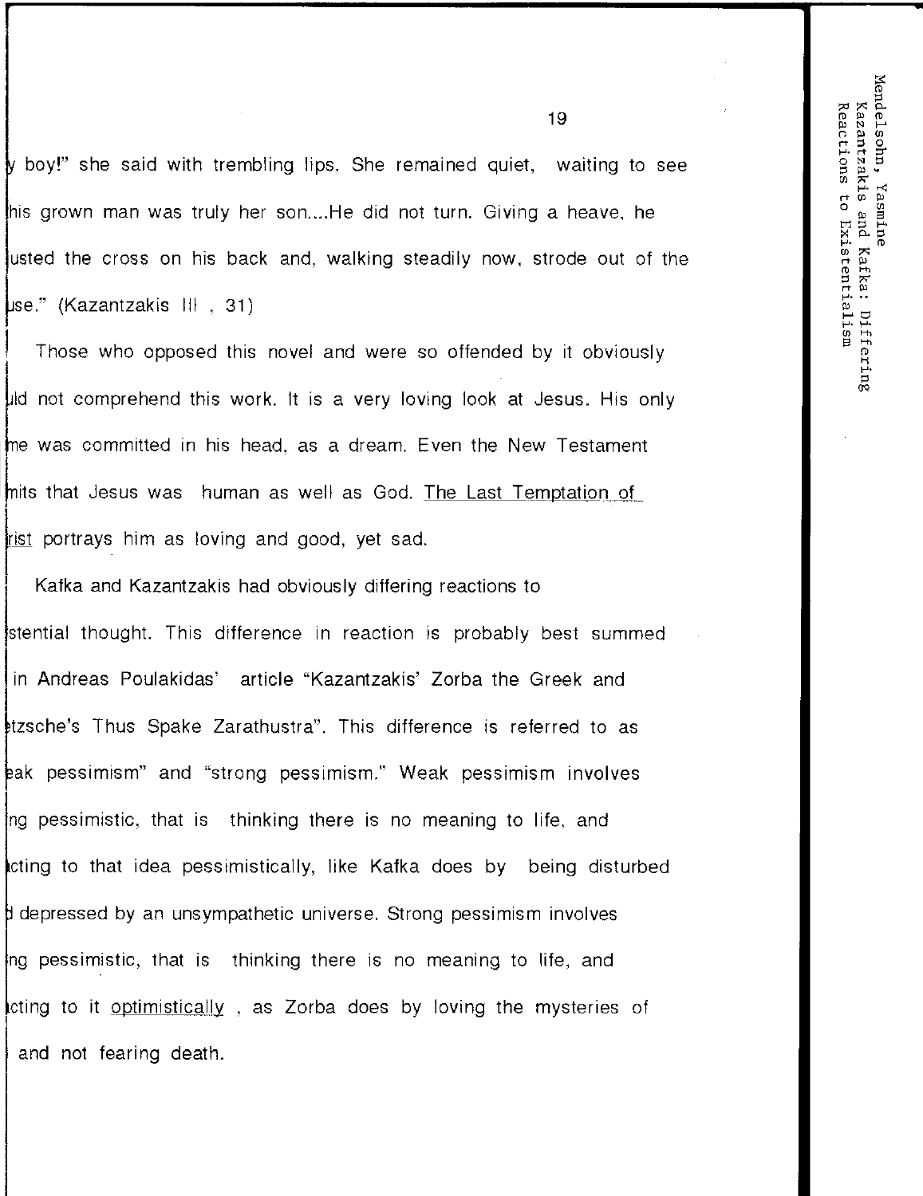y boy!" she said with trembling lips. She remained quiet, waiting to see his grown man was truly her son....He did not turn. Giving a heave, he usted the cross on his back and, walking steadily now, strode out of the use." (Kazantzakis III , 31)

Those who opposed this novel and were so offended by it obviously uld not comprehend this work. It is a very loving look at Jesus. His only me was committed in his head, as a dream. Even the New Testament mits that Jesus was human as well as God. The Last Temptation of rist portrays him as loving and good, yet sad.

Kafka and Kazantzakis had obviously differing reactions to stential thought. This difference in reaction is probably best summed in Andreas Poulakidas' article "Kazantzakis' Zorba the Greek and tzsche's Thus Spake Zarathustra". This difference is referred to as eak pessimism" and "strong pessimism." Weak pessimism involves ng pessimistic, that is thinking there is no meaning to life, and cting to that idea pessimistically, like Kafka does by being disturbed d depressed by an unsympathetic universe. Strong pessimism involves ng pessimistic, that is thinking there is no meaning to life, and cting to it optimistically , as Zorba does by loving the mysteries of and not fearing death.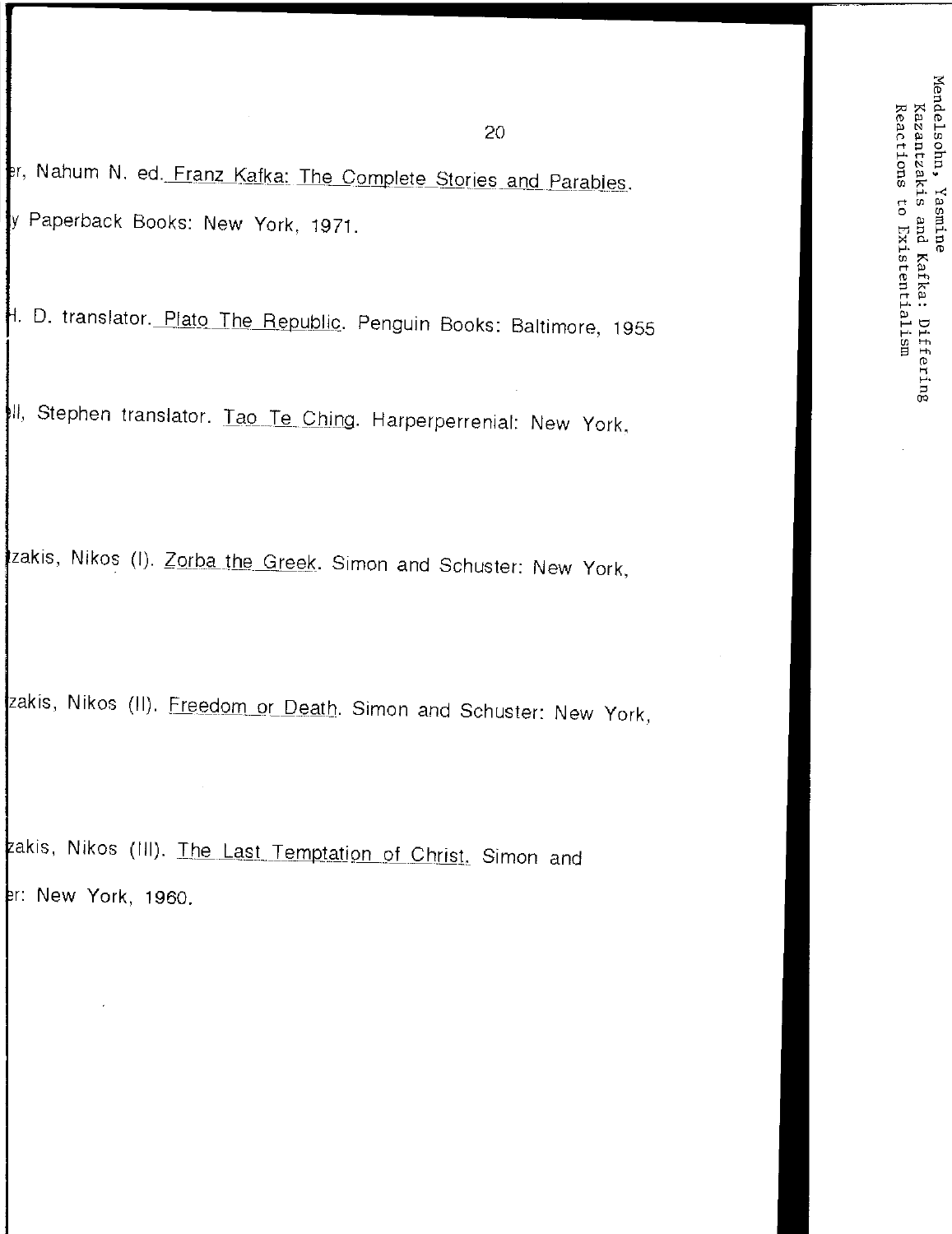er, Nahum N. ed. Franz Kafka: The Complete Stories and Parables.

y Paperback Books: New York, 1971.

H. D. translator. Plato The Republic. Penguin Books: Baltimore, 1955

ll, Stephen translator. Tao Te Ching. Harperperrenial: New York,

zakis, Nikos (I). Zorba the Greek. Simon and Schuster: New York,

zakis, Nikos (II). Freedom or Death. Simon and Schuster: New York,

zakis, Nikos (III). The Last Temptation of Christ. Simon and

er: New York, 1960.